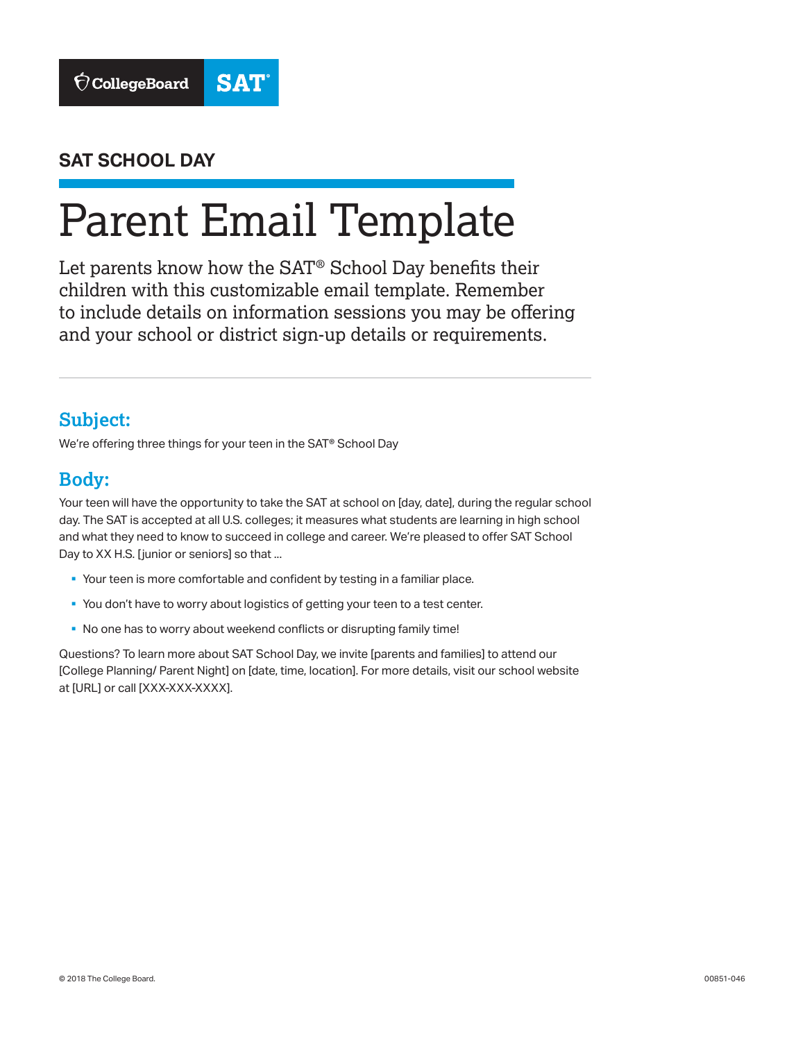SAT SCHOOL DAY

# Parent Email Template

Let parents know how the SAT® School Day benefits their children with this customizable email template. Remember to include details on information sessions you may be offering and your school or district sign-up details or requirements.

---

## Subject:

We're offering three things for your teen in the SAT® School Day

## Body:

Your teen will have the opportunity to take the SAT at school on [day, date], during the regular school day. The SAT is accepted at all U.S. colleges; it measures what students are learning in high school and what they need to know to succeed in college and career. We're pleased to offer SAT School Day to XX H.S. [junior or seniors] so that ...

- Your teen is more comfortable and confident by testing in a familiar place.
- You don't have to worry about logistics of getting your teen to a test center.
- No one has to worry about weekend conflicts or disrupting family time!

Questions? To learn more about SAT School Day, we invite [parents and families] to attend our [College Planning/ Parent Night] on [date, time, location]. For more details, visit our school website at [URL] or call [XXX-XXX-XXXX].

© 2018 The College Board.

00851-046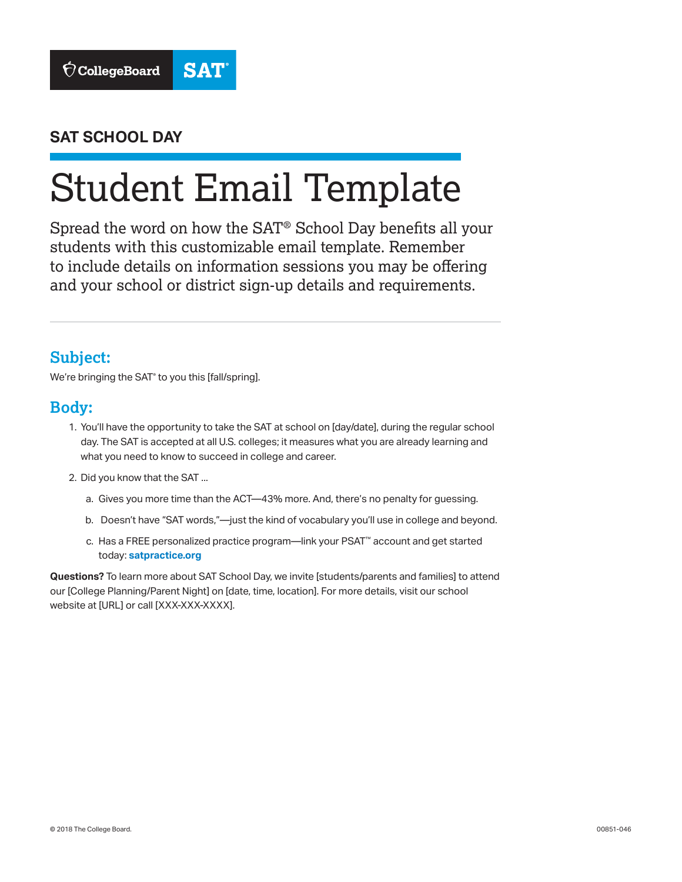CollegeBoard SAT

## SAT SCHOOL DAY

# Student Email Template

Spread the word on how the SAT® School Day benefits all your students with this customizable email template. Remember to include details on information sessions you may be offering and your school or district sign-up details and requirements.

---

## Subject:

We're bringing the SAT® to you this [fall/spring].

## Body:

1. You'll have the opportunity to take the SAT at school on [day/date], during the regular school day. The SAT is accepted at all U.S. colleges; it measures what you are already learning and what you need to know to succeed in college and career.

2. Did you know that the SAT ...

   a. Gives you more time than the ACT—43% more. And, there's no penalty for guessing.

   b. Doesn't have "SAT words,"—just the kind of vocabulary you'll use in college and beyond.

   c. Has a FREE personalized practice program—link your PSAT™ account and get started today: **satpractice.org**

**Questions?** To learn more about SAT School Day, we invite [students/parents and families] to attend our [College Planning/Parent Night] on [date, time, location]. For more details, visit our school website at [URL] or call [XXX-XXX-XXXX].

© 2018 The College Board. 00851-046